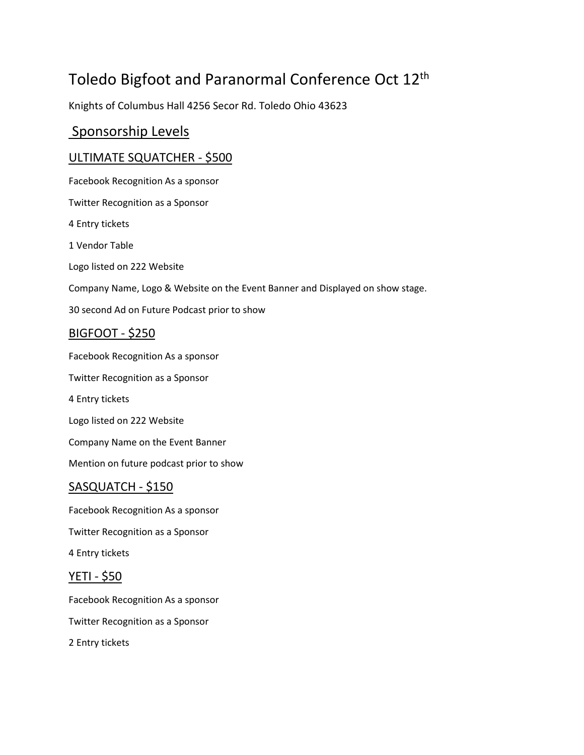# Toledo Bigfoot and Paranormal Conference Oct 12th

Knights of Columbus Hall 4256 Secor Rd. Toledo Ohio 43623

## Sponsorship Levels

### ULTIMATE SQUATCHER - $500

Facebook Recognition As a sponsor

Twitter Recognition as a Sponsor

4 Entry tickets

1 Vendor Table

Logo listed on 222 Website

Company Name, Logo & Website on the Event Banner and Displayed on show stage.

30 second Ad on Future Podcast prior to show

### BIGFOOT - $250

Facebook Recognition As a sponsor

Twitter Recognition as a Sponsor

4 Entry tickets

Logo listed on 222 Website

Company Name on the Event Banner

Mention on future podcast prior to show

### SASQUATCH - $150

Facebook Recognition As a sponsor

Twitter Recognition as a Sponsor

4 Entry tickets

### YETI - $50

Facebook Recognition As a sponsor

Twitter Recognition as a Sponsor

2 Entry tickets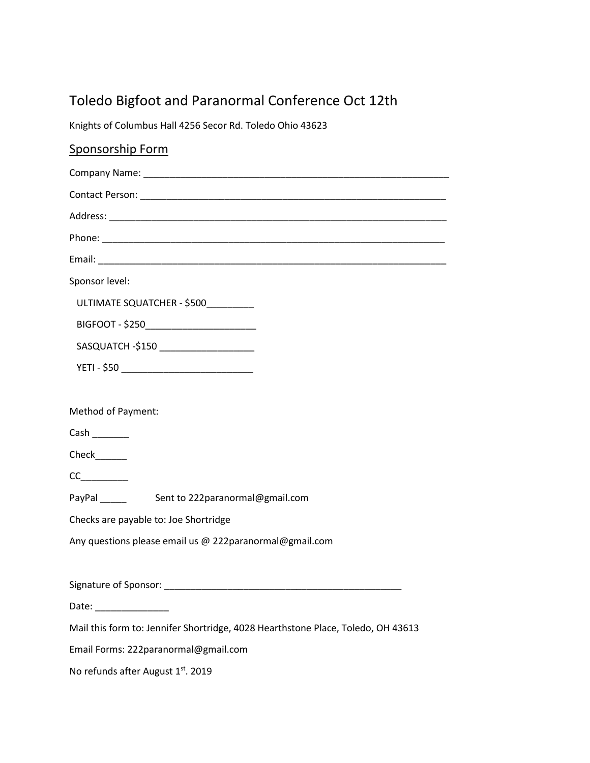# Toledo Bigfoot and Paranormal Conference Oct 12th

Knights of Columbus Hall 4256 Secor Rd. Toledo Ohio 43623

## Sponsorship Form

Company Name: ___________________________________________________________

Contact Person: ___________________________________________________________

Address: ________________________________________________________________

Phone: _________________________________________________________________

Email: __________________________________________________________________

Sponsor level:

ULTIMATE SQUATCHER - $500_________

BIGFOOT - $250_____________________

SASQUATCH -$150 __________________

YETI - $50 _________________________

Method of Payment:

Cash _______

Check______

CC_________

PayPal _____ Sent to 222paranormal@gmail.com

Checks are payable to: Joe Shortridge

Any questions please email us @ 222paranormal@gmail.com

Signature of Sponsor: ______________________________________________

Date: ______________

Mail this form to: Jennifer Shortridge, 4028 Hearthstone Place, Toledo, OH 43613

Email Forms: 222paranormal@gmail.com

No refunds after August 1st. 2019